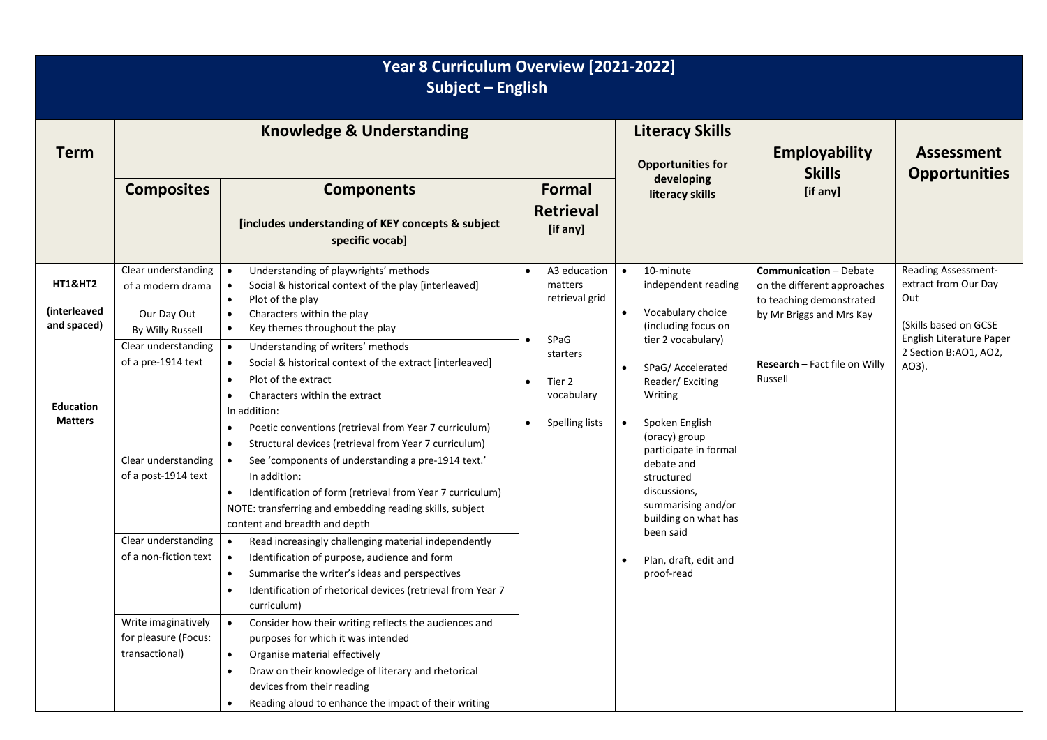# Year 8 Curriculum Overview [2021-2022]
## Subject – English

| Term | Knowledge & Understanding | | | Literacy Skills<br>Opportunities for developing literacy skills | Employability Skills<br>[if any] | Assessment Opportunities |
|---|---|---|---|---|---|---|
| | **Composites** | **Components**<br>[includes understanding of KEY concepts & subject specific vocab] | **Formal Retrieval**<br>[if any] | | | |
| **HT1&HT2**<br><br>**(interleaved and spaced)**<br><br>**Education Matters** | Clear understanding of a modern drama<br><br>Our Day Out<br>By Willy Russell | • Understanding of playwrights' methods<br>• Social & historical context of the play [interleaved]<br>• Plot of the play<br>• Characters within the play<br>• Key themes throughout the play | • A3 education matters retrieval grid<br><br>• SPaG starters<br><br>• Tier 2 vocabulary<br><br>• Spelling lists | • 10-minute independent reading<br><br>• Vocabulary choice (including focus on tier 2 vocabulary)<br><br>• SPaG/ Accelerated Reader/ Exciting Writing<br><br>• Spoken English (oracy) group participate in formal debate and structured discussions, summarising and/or building on what has been said<br><br>• Plan, draft, edit and proof-read | **Communication** – Debate on the different approaches to teaching demonstrated by Mr Briggs and Mrs Kay<br><br>**Research** – Fact file on Willy Russell | Reading Assessment-extract from Our Day Out<br><br>(Skills based on GCSE English Literature Paper 2 Section B:AO1, AO2, AO3). |
| | Clear understanding of a pre-1914 text | • Understanding of writers' methods<br>• Social & historical context of the extract [interleaved]<br>• Plot of the extract<br>• Characters within the extract<br>In addition:<br>• Poetic conventions (retrieval from Year 7 curriculum)<br>• Structural devices (retrieval from Year 7 curriculum) | | | | |
| | Clear understanding of a post-1914 text | • See 'components of understanding a pre-1914 text.' In addition:<br>• Identification of form (retrieval from Year 7 curriculum)<br>NOTE: transferring and embedding reading skills, subject content and breadth and depth | | | | |
| | Clear understanding of a non-fiction text | • Read increasingly challenging material independently<br>• Identification of purpose, audience and form<br>• Summarise the writer's ideas and perspectives<br>• Identification of rhetorical devices (retrieval from Year 7 curriculum) | | | | |
| | Write imaginatively for pleasure (Focus: transactional) | • Consider how their writing reflects the audiences and purposes for which it was intended<br>• Organise material effectively<br>• Draw on their knowledge of literary and rhetorical devices from their reading<br>• Reading aloud to enhance the impact of their writing | | | | |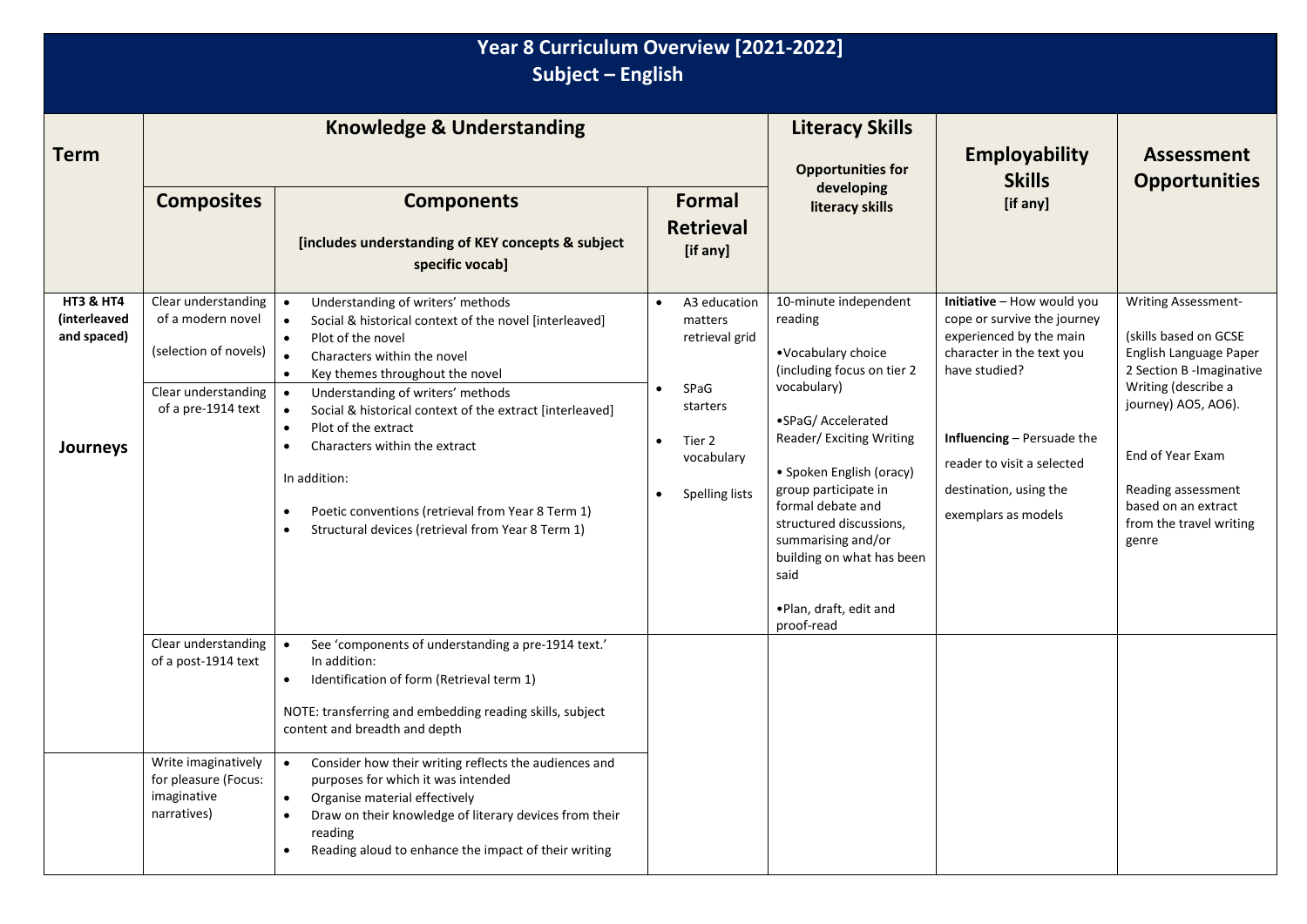# Year 8 Curriculum Overview [2021-2022]
## Subject – English

| Term | Knowledge & Understanding | | | Literacy Skills | Employability Skills [if any] | Assessment Opportunities |
|---|---|---|---|---|---|---|
| | **Composites** | **Components** [includes understanding of KEY concepts & subject specific vocab] | **Formal Retrieval** [if any] | **Opportunities for developing literacy skills** | | |
| **HT3 & HT4 (interleaved and spaced)** **Journeys** | Clear understanding of a modern novel (selection of novels) | • Understanding of writers' methods<br>• Social & historical context of the novel [interleaved]<br>• Plot of the novel<br>• Characters within the novel<br>• Key themes throughout the novel | • A3 education matters retrieval grid<br>• SPaG starters<br>• Tier 2 vocabulary<br>• Spelling lists | 10-minute independent reading<br>•Vocabulary choice (including focus on tier 2 vocabulary)<br>•SPaG/ Accelerated Reader/ Exciting Writing<br>• Spoken English (oracy) group participate in formal debate and structured discussions, summarising and/or building on what has been said<br>•Plan, draft, edit and proof-read | **Initiative** – How would you cope or survive the journey experienced by the main character in the text you have studied?<br>**Influencing** – Persuade the reader to visit a selected destination, using the exemplars as models | Writing Assessment-<br>(skills based on GCSE English Language Paper 2 Section B -Imaginative Writing (describe a journey) AO5, AO6).<br>End of Year Exam<br>Reading assessment based on an extract from the travel writing genre |
| | Clear understanding of a pre-1914 text | • Understanding of writers' methods<br>• Social & historical context of the extract [interleaved]<br>• Plot of the extract<br>• Characters within the extract<br>In addition:<br>• Poetic conventions (retrieval from Year 8 Term 1)<br>• Structural devices (retrieval from Year 8 Term 1) | | | | |
| | Clear understanding of a post-1914 text | • See 'components of understanding a pre-1914 text.' In addition:<br>• Identification of form (Retrieval term 1)<br>NOTE: transferring and embedding reading skills, subject content and breadth and depth | | | | |
| | Write imaginatively for pleasure (Focus: imaginative narratives) | • Consider how their writing reflects the audiences and purposes for which it was intended<br>• Organise material effectively<br>• Draw on their knowledge of literary devices from their reading<br>• Reading aloud to enhance the impact of their writing | | | | |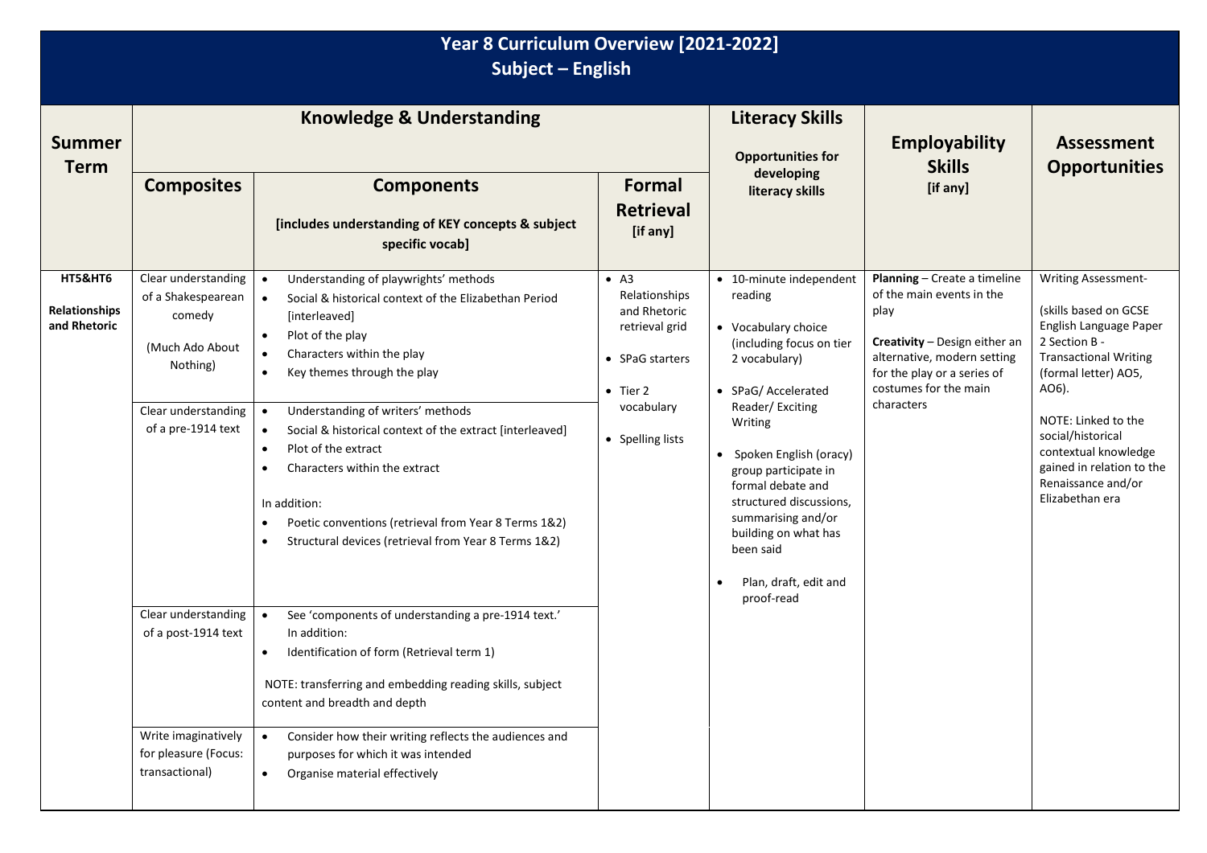# Year 8 Curriculum Overview [2021-2022]
## Subject – English

| Summer Term | Knowledge & Understanding | | | Literacy Skills | Employability Skills [if any] | Assessment Opportunities |
|---|---|---|---|---|---|---|
| | **Composites** | **Components** [includes understanding of KEY concepts & subject specific vocab] | **Formal Retrieval** [if any] | **Opportunities for developing literacy skills** | | |
| **HT5&HT6** **Relationships and Rhetoric** | Clear understanding of a Shakespearean comedy (Much Ado About Nothing) | • Understanding of playwrights' methods<br>• Social & historical context of the Elizabethan Period [interleaved]<br>• Plot of the play<br>• Characters within the play<br>• Key themes through the play | • A3 Relationships and Rhetoric retrieval grid<br>• SPaG starters<br>• Tier 2 vocabulary<br>• Spelling lists | • 10-minute independent reading<br>• Vocabulary choice (including focus on tier 2 vocabulary)<br>• SPaG/ Accelerated Reader/ Exciting Writing<br>• Spoken English (oracy) group participate in formal debate and structured discussions, summarising and/or building on what has been said<br>• Plan, draft, edit and proof-read | **Planning** – Create a timeline of the main events in the play<br><br>**Creativity** – Design either an alternative, modern setting for the play or a series of costumes for the main characters | Writing Assessment-<br><br>(skills based on GCSE English Language Paper 2 Section B - Transactional Writing (formal letter) AO5, AO6).<br><br>NOTE: Linked to the social/historical contextual knowledge gained in relation to the Renaissance and/or Elizabethan era |
| | Clear understanding of a pre-1914 text | • Understanding of writers' methods<br>• Social & historical context of the extract [interleaved]<br>• Plot of the extract<br>• Characters within the extract<br><br>In addition:<br>• Poetic conventions (retrieval from Year 8 Terms 1&2)<br>• Structural devices (retrieval from Year 8 Terms 1&2) | | | | |
| | Clear understanding of a post-1914 text | • See 'components of understanding a pre-1914 text.' In addition:<br>• Identification of form (Retrieval term 1)<br><br>NOTE: transferring and embedding reading skills, subject content and breadth and depth | | | | |
| | Write imaginatively for pleasure (Focus: transactional) | • Consider how their writing reflects the audiences and purposes for which it was intended<br>• Organise material effectively | | | | |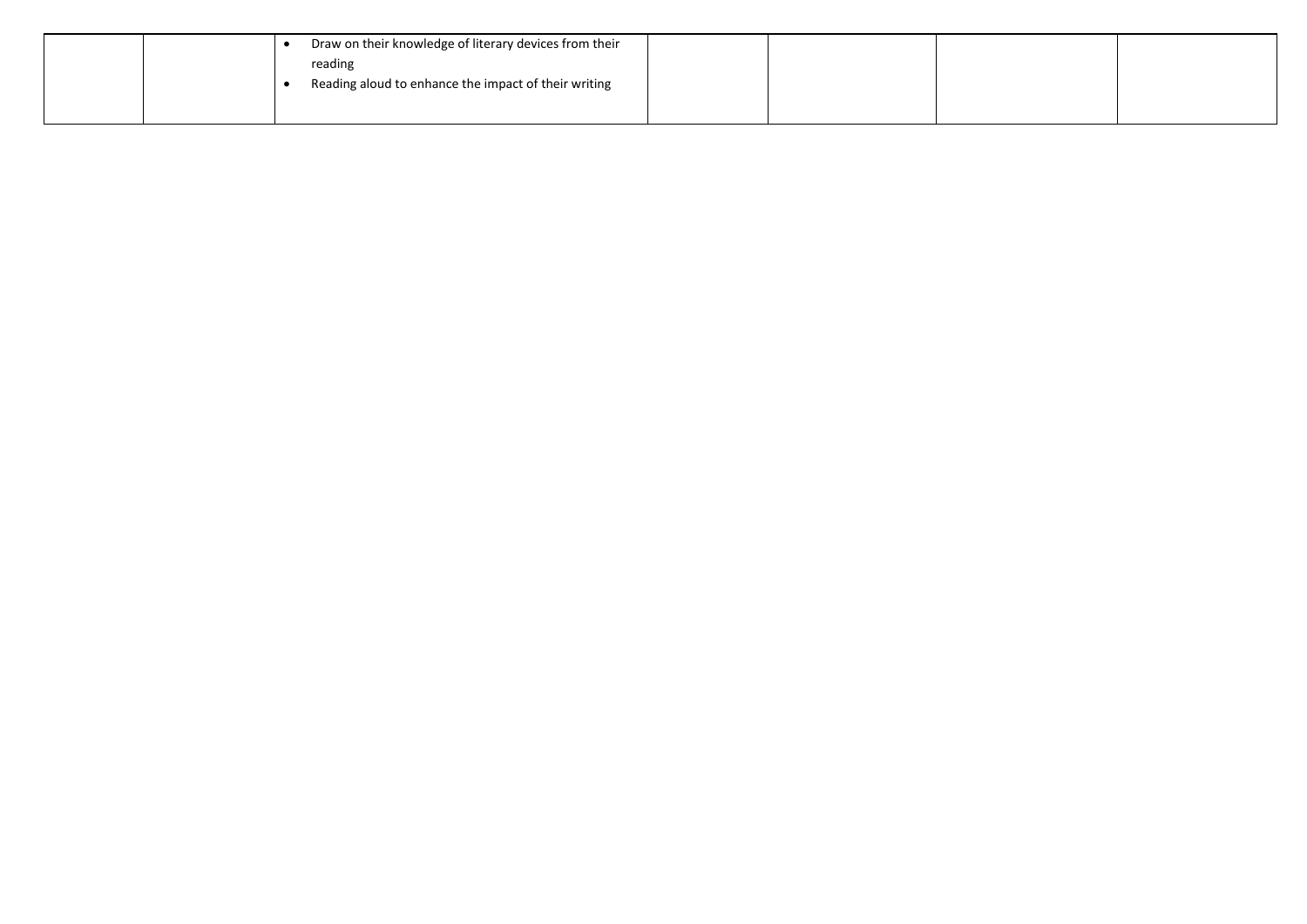| | | | | | | |
|---|---|---|---|---|---|---|
| | | • Draw on their knowledge of literary devices from their reading<br>• Reading aloud to enhance the impact of their writing | | | | |